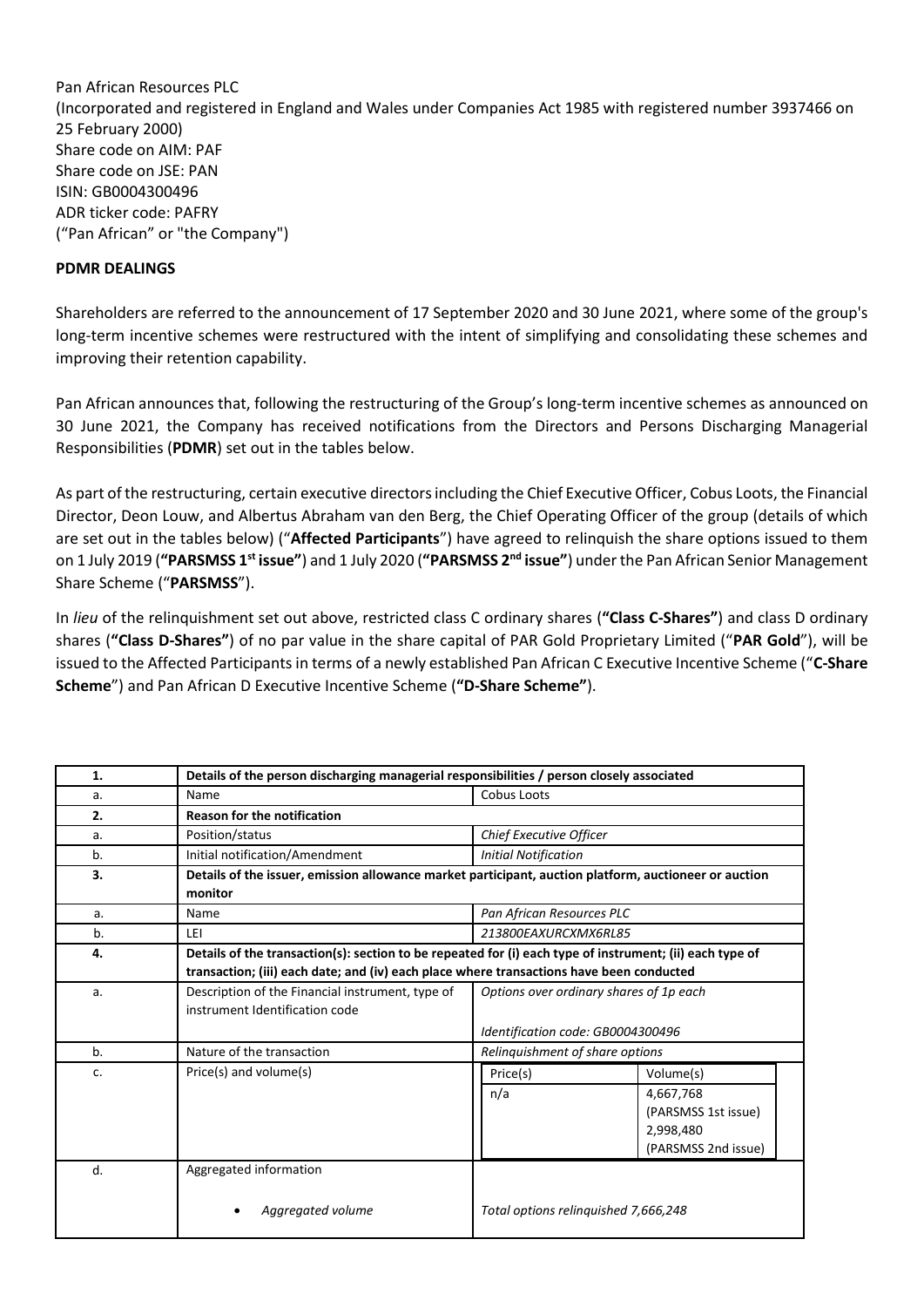Pan African Resources PLC
(Incorporated and registered in England and Wales under Companies Act 1985 with registered number 3937466 on 25 February 2000)
Share code on AIM: PAF
Share code on JSE: PAN
ISIN: GB0004300496
ADR ticker code: PAFRY
("Pan African" or "the Company")

**PDMR DEALINGS**

Shareholders are referred to the announcement of 17 September 2020 and 30 June 2021, where some of the group's long-term incentive schemes were restructured with the intent of simplifying and consolidating these schemes and improving their retention capability.

Pan African announces that, following the restructuring of the Group's long-term incentive schemes as announced on 30 June 2021, the Company has received notifications from the Directors and Persons Discharging Managerial Responsibilities (**PDMR**) set out in the tables below.

As part of the restructuring, certain executive directors including the Chief Executive Officer, Cobus Loots, the Financial Director, Deon Louw, and Albertus Abraham van den Berg, the Chief Operating Officer of the group (details of which are set out in the tables below) ("**Affected Participants**") have agreed to relinquish the share options issued to them on 1 July 2019 (**"PARSMSS 1st issue"**) and 1 July 2020 (**"PARSMSS 2nd issue"**) under the Pan African Senior Management Share Scheme ("**PARSMSS**").

In *lieu* of the relinquishment set out above, restricted class C ordinary shares (**"Class C-Shares"**) and class D ordinary shares (**"Class D-Shares"**) of no par value in the share capital of PAR Gold Proprietary Limited ("**PAR Gold**"), will be issued to the Affected Participants in terms of a newly established Pan African C Executive Incentive Scheme ("**C-Share Scheme**") and Pan African D Executive Incentive Scheme (**"D-Share Scheme"**).

| **1.** | **Details of the person discharging managerial responsibilities / person closely associated** | |
|---|---|---|
| a. | Name | Cobus Loots |
| **2.** | **Reason for the notification** | |
| a. | Position/status | *Chief Executive Officer* |
| b. | Initial notification/Amendment | *Initial Notification* |
| **3.** | **Details of the issuer, emission allowance market participant, auction platform, auctioneer or auction monitor** | |
| a. | Name | *Pan African Resources PLC* |
| b. | LEI | *213800EAXURCXMX6RL85* |
| **4.** | **Details of the transaction(s): section to be repeated for (i) each type of instrument; (ii) each type of transaction; (iii) each date; and (iv) each place where transactions have been conducted** | |
| a. | Description of the Financial instrument, type of instrument Identification code | *Options over ordinary shares of 1p each*<br><br>*Identification code: GB0004300496* |
| b. | Nature of the transaction | *Relinquishment of share options* |
| c. | Price(s) and volume(s) | Price(s): n/a<br>Volume(s): 4,667,768 (PARSMSS 1st issue); 2,998,480 (PARSMSS 2nd issue) |
| d. | Aggregated information<br><br>• *Aggregated volume* | *Total options relinquished 7,666,248* |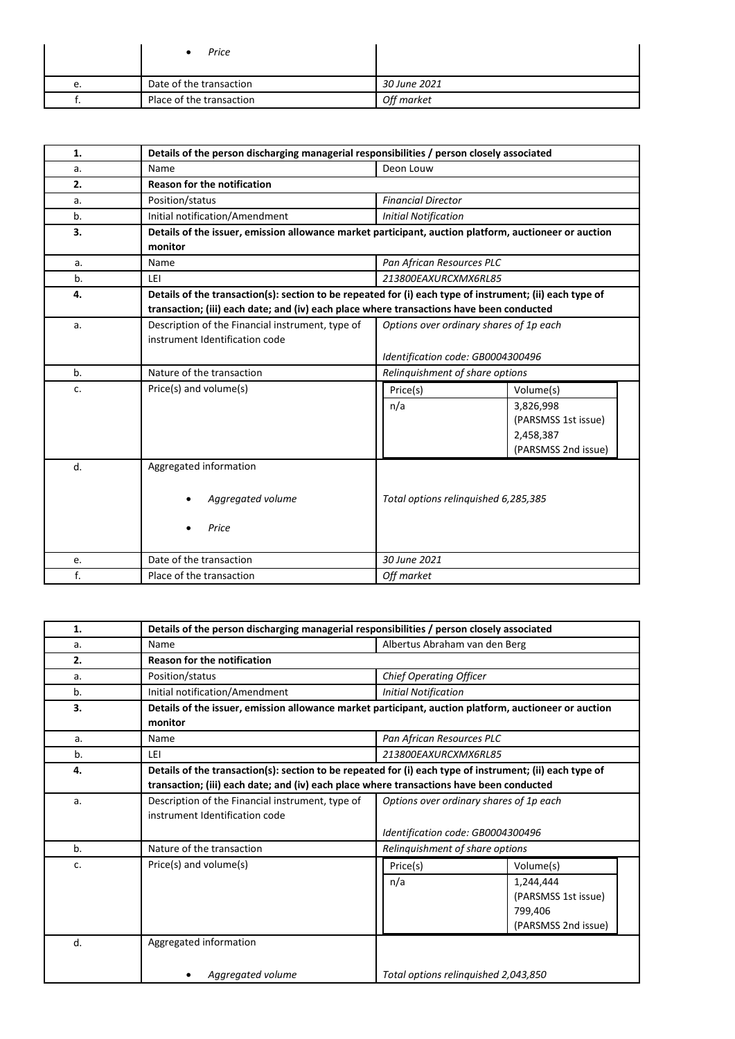|  |  |  |
|---|---|---|
|  | • *Price* |  |
| e. | Date of the transaction | *30 June 2021* |
| f. | Place of the transaction | *Off market* |

| **1.** | **Details of the person discharging managerial responsibilities / person closely associated** |  |
|---|---|---|
| a. | Name | Deon Louw |
| **2.** | **Reason for the notification** |  |
| a. | Position/status | *Financial Director* |
| b. | Initial notification/Amendment | *Initial Notification* |
| **3.** | **Details of the issuer, emission allowance market participant, auction platform, auctioneer or auction monitor** |  |
| a. | Name | *Pan African Resources PLC* |
| b. | LEI | *213800EAXURCXMX6RL85* |
| **4.** | **Details of the transaction(s): section to be repeated for (i) each type of instrument; (ii) each type of transaction; (iii) each date; and (iv) each place where transactions have been conducted** |  |
| a. | Description of the Financial instrument, type of instrument Identification code | *Options over ordinary shares of 1p each*<br><br>*Identification code: GB0004300496* |
| b. | Nature of the transaction | *Relinquishment of share options* |
| c. | Price(s) and volume(s) | Price(s): n/a<br>Volume(s): 3,826,998 (PARSMSS 1st issue); 2,458,387 (PARSMSS 2nd issue) |
| d. | Aggregated information<br>• *Aggregated volume*<br>• *Price* | *Total options relinquished 6,285,385* |
| e. | Date of the transaction | *30 June 2021* |
| f. | Place of the transaction | *Off market* |

| **1.** | **Details of the person discharging managerial responsibilities / person closely associated** |  |
|---|---|---|
| a. | Name | Albertus Abraham van den Berg |
| **2.** | **Reason for the notification** |  |
| a. | Position/status | *Chief Operating Officer* |
| b. | Initial notification/Amendment | *Initial Notification* |
| **3.** | **Details of the issuer, emission allowance market participant, auction platform, auctioneer or auction monitor** |  |
| a. | Name | *Pan African Resources PLC* |
| b. | LEI | *213800EAXURCXMX6RL85* |
| **4.** | **Details of the transaction(s): section to be repeated for (i) each type of instrument; (ii) each type of transaction; (iii) each date; and (iv) each place where transactions have been conducted** |  |
| a. | Description of the Financial instrument, type of instrument Identification code | *Options over ordinary shares of 1p each*<br><br>*Identification code: GB0004300496* |
| b. | Nature of the transaction | *Relinquishment of share options* |
| c. | Price(s) and volume(s) | Price(s): n/a<br>Volume(s): 1,244,444 (PARSMSS 1st issue); 799,406 (PARSMSS 2nd issue) |
| d. | Aggregated information<br>• *Aggregated volume* | *Total options relinquished 2,043,850* |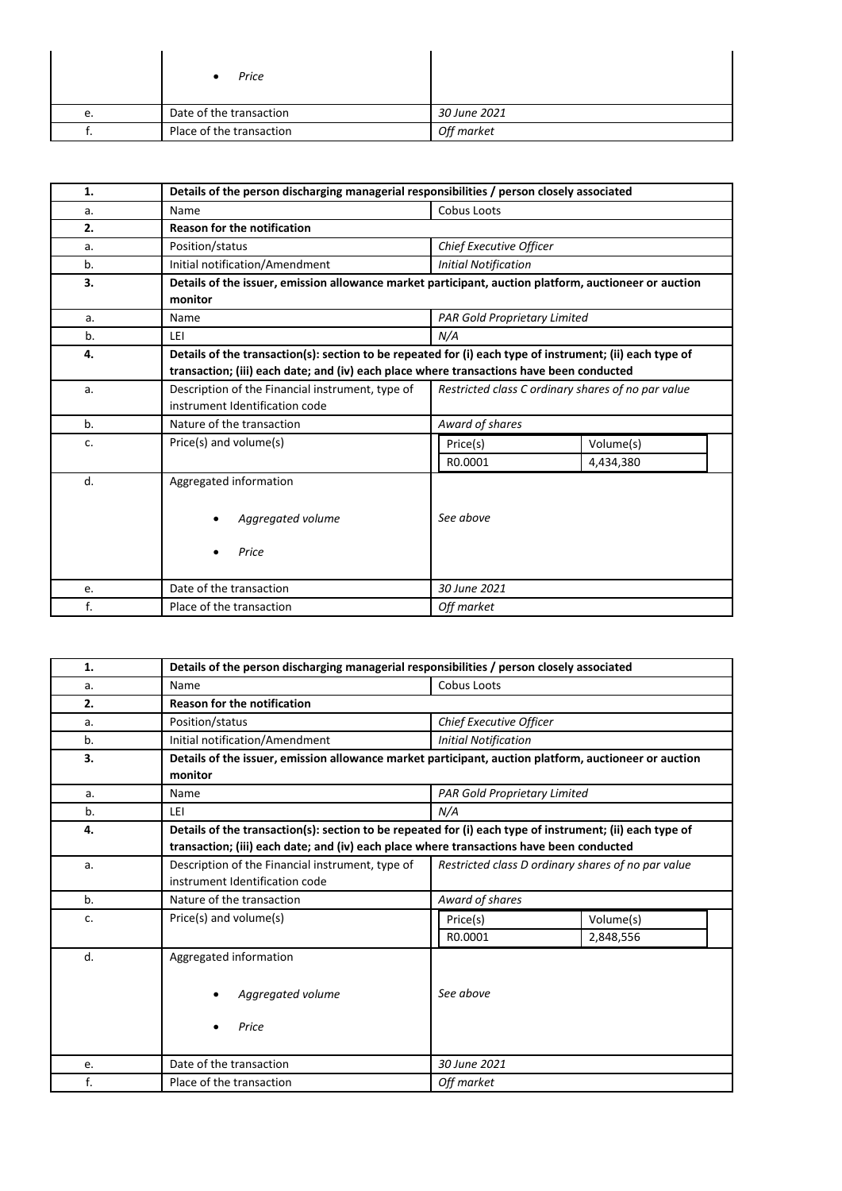| | | |
|---|---|---|
| | • *Price* | |
| e. | Date of the transaction | *30 June 2021* |
| f. | Place of the transaction | *Off market* |

| | | | |
|---|---|---|---|
| **1.** | **Details of the person discharging managerial responsibilities / person closely associated** | | |
| a. | Name | Cobus Loots | |
| **2.** | **Reason for the notification** | | |
| a. | Position/status | *Chief Executive Officer* | |
| b. | Initial notification/Amendment | *Initial Notification* | |
| **3.** | **Details of the issuer, emission allowance market participant, auction platform, auctioneer or auction monitor** | | |
| a. | Name | *PAR Gold Proprietary Limited* | |
| b. | LEI | *N/A* | |
| **4.** | **Details of the transaction(s): section to be repeated for (i) each type of instrument; (ii) each type of transaction; (iii) each date; and (iv) each place where transactions have been conducted** | | |
| a. | Description of the Financial instrument, type of instrument Identification code | *Restricted class C ordinary shares of no par value* | |
| b. | Nature of the transaction | *Award of shares* | |
| c. | Price(s) and volume(s) | Price(s) | Volume(s) |
| | | R0.0001 | 4,434,380 |
| d. | Aggregated information<br>• *Aggregated volume*<br>• *Price* | *See above* | |
| e. | Date of the transaction | *30 June 2021* | |
| f. | Place of the transaction | *Off market* | |

| | | | |
|---|---|---|---|
| **1.** | **Details of the person discharging managerial responsibilities / person closely associated** | | |
| a. | Name | Cobus Loots | |
| **2.** | **Reason for the notification** | | |
| a. | Position/status | *Chief Executive Officer* | |
| b. | Initial notification/Amendment | *Initial Notification* | |
| **3.** | **Details of the issuer, emission allowance market participant, auction platform, auctioneer or auction monitor** | | |
| a. | Name | *PAR Gold Proprietary Limited* | |
| b. | LEI | *N/A* | |
| **4.** | **Details of the transaction(s): section to be repeated for (i) each type of instrument; (ii) each type of transaction; (iii) each date; and (iv) each place where transactions have been conducted** | | |
| a. | Description of the Financial instrument, type of instrument Identification code | *Restricted class D ordinary shares of no par value* | |
| b. | Nature of the transaction | *Award of shares* | |
| c. | Price(s) and volume(s) | Price(s) | Volume(s) |
| | | R0.0001 | 2,848,556 |
| d. | Aggregated information<br>• *Aggregated volume*<br>• *Price* | *See above* | |
| e. | Date of the transaction | *30 June 2021* | |
| f. | Place of the transaction | *Off market* | |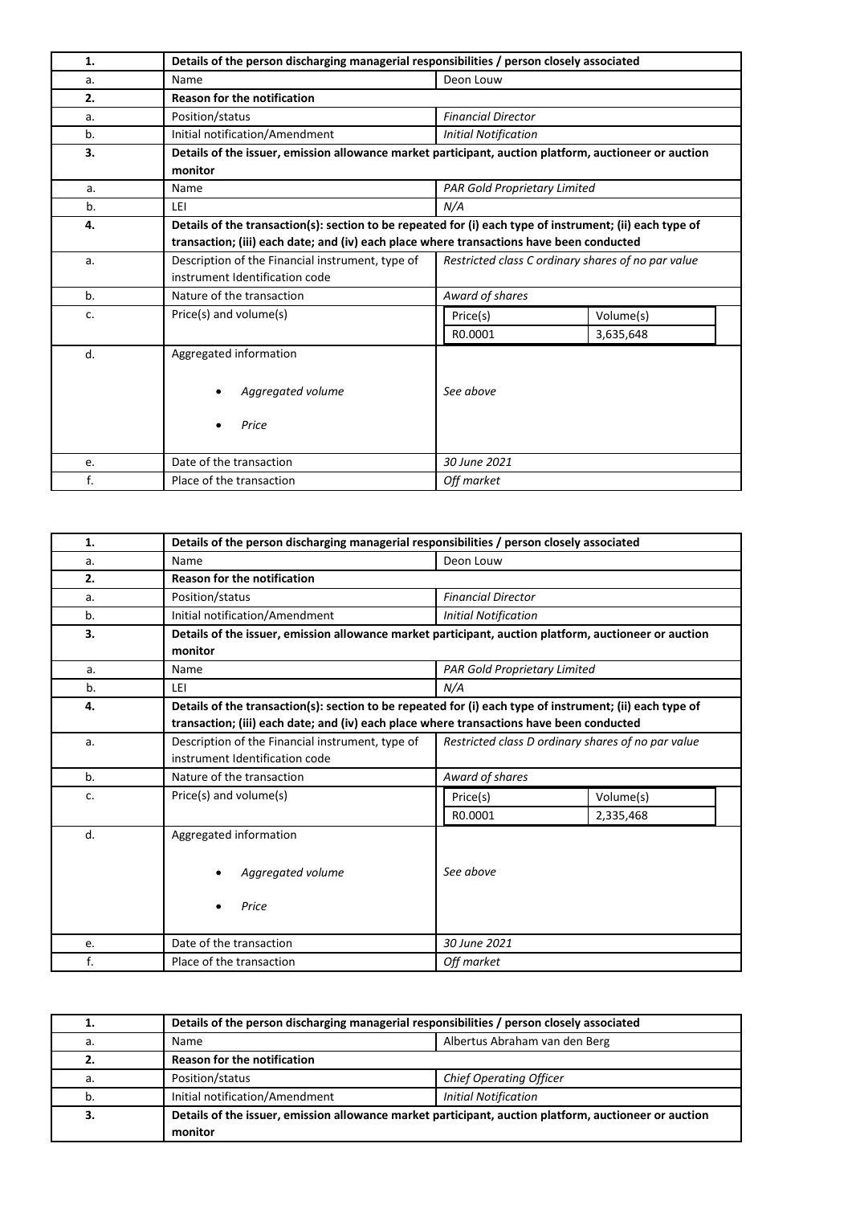| 1. | Details of the person discharging managerial responsibilities / person closely associated | |
|---|---|---|
| a. | Name | Deon Louw |
| 2. | **Reason for the notification** | |
| a. | Position/status | *Financial Director* |
| b. | Initial notification/Amendment | *Initial Notification* |
| 3. | **Details of the issuer, emission allowance market participant, auction platform, auctioneer or auction monitor** | |
| a. | Name | *PAR Gold Proprietary Limited* |
| b. | LEI | *N/A* |
| 4. | **Details of the transaction(s): section to be repeated for (i) each type of instrument; (ii) each type of transaction; (iii) each date; and (iv) each place where transactions have been conducted** | |
| a. | Description of the Financial instrument, type of instrument Identification code | *Restricted class C ordinary shares of no par value* |
| b. | Nature of the transaction | *Award of shares* |
| c. | Price(s) and volume(s) | Price(s): R0.0001 / Volume(s): 3,635,648 |
| d. | Aggregated information<br>• *Aggregated volume*<br>• *Price* | *See above* |
| e. | Date of the transaction | *30 June 2021* |
| f. | Place of the transaction | *Off market* |

| 1. | Details of the person discharging managerial responsibilities / person closely associated | |
|---|---|---|
| a. | Name | Deon Louw |
| 2. | **Reason for the notification** | |
| a. | Position/status | *Financial Director* |
| b. | Initial notification/Amendment | *Initial Notification* |
| 3. | **Details of the issuer, emission allowance market participant, auction platform, auctioneer or auction monitor** | |
| a. | Name | *PAR Gold Proprietary Limited* |
| b. | LEI | *N/A* |
| 4. | **Details of the transaction(s): section to be repeated for (i) each type of instrument; (ii) each type of transaction; (iii) each date; and (iv) each place where transactions have been conducted** | |
| a. | Description of the Financial instrument, type of instrument Identification code | *Restricted class D ordinary shares of no par value* |
| b. | Nature of the transaction | *Award of shares* |
| c. | Price(s) and volume(s) | Price(s): R0.0001 / Volume(s): 2,335,468 |
| d. | Aggregated information<br>• *Aggregated volume*<br>• *Price* | *See above* |
| e. | Date of the transaction | *30 June 2021* |
| f. | Place of the transaction | *Off market* |

| 1. | Details of the person discharging managerial responsibilities / person closely associated | |
|---|---|---|
| a. | Name | Albertus Abraham van den Berg |
| 2. | **Reason for the notification** | |
| a. | Position/status | *Chief Operating Officer* |
| b. | Initial notification/Amendment | *Initial Notification* |
| 3. | **Details of the issuer, emission allowance market participant, auction platform, auctioneer or auction monitor** | |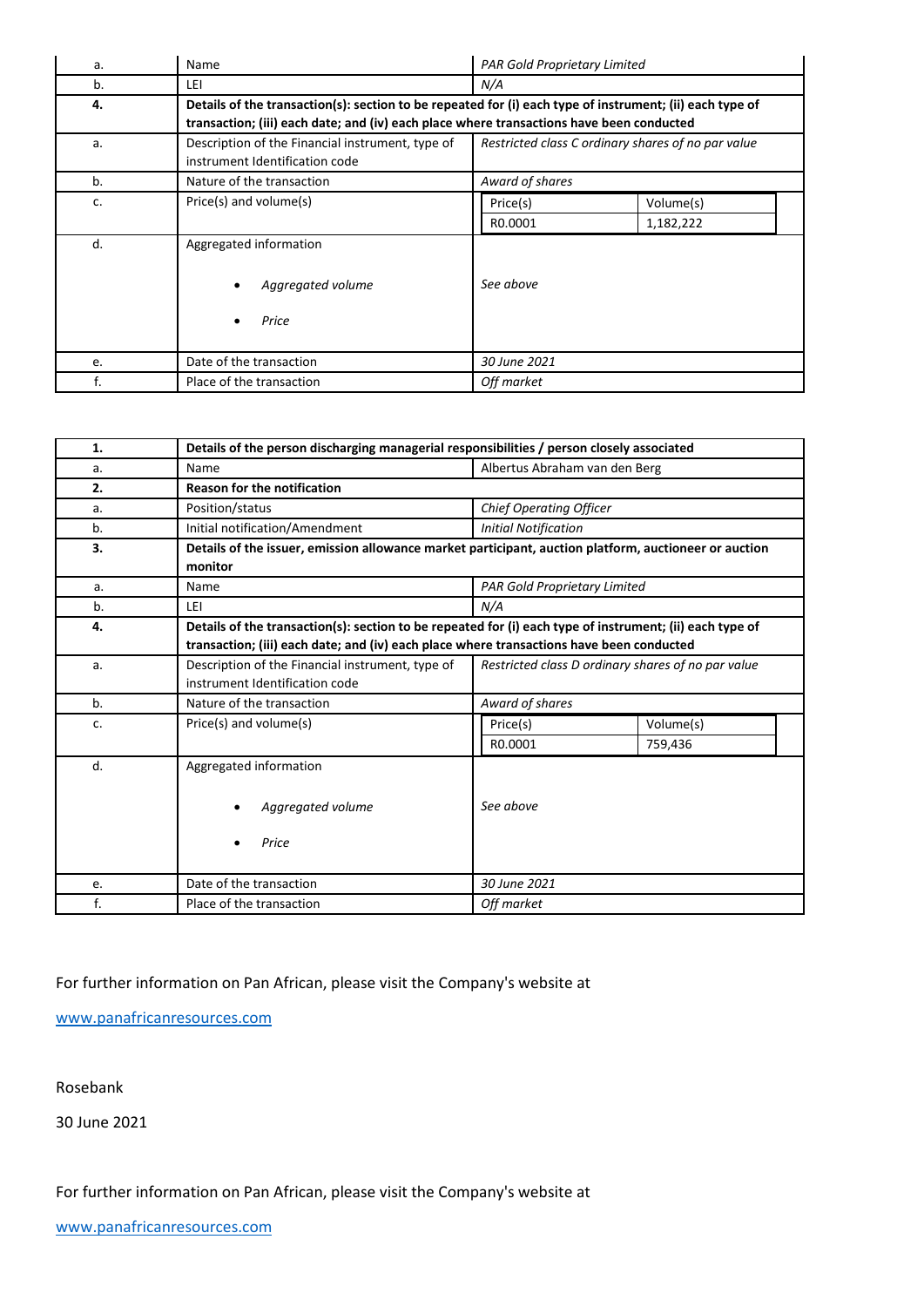| | | |
|---|---|---|
| a. | Name | *PAR Gold Proprietary Limited* |
| b. | LEI | *N/A* |
| **4.** | **Details of the transaction(s): section to be repeated for (i) each type of instrument; (ii) each type of transaction; (iii) each date; and (iv) each place where transactions have been conducted** | |
| a. | Description of the Financial instrument, type of instrument Identification code | *Restricted class C ordinary shares of no par value* |
| b. | Nature of the transaction | *Award of shares* |
| c. | Price(s) and volume(s) | Price(s): R0.0001; Volume(s): 1,182,222 |
| d. | Aggregated information<br>• *Aggregated volume*<br>• *Price* | *See above* |
| e. | Date of the transaction | *30 June 2021* |
| f. | Place of the transaction | *Off market* |

| | | |
|---|---|---|
| **1.** | **Details of the person discharging managerial responsibilities / person closely associated** | |
| a. | Name | Albertus Abraham van den Berg |
| **2.** | **Reason for the notification** | |
| a. | Position/status | *Chief Operating Officer* |
| b. | Initial notification/Amendment | *Initial Notification* |
| **3.** | **Details of the issuer, emission allowance market participant, auction platform, auctioneer or auction monitor** | |
| a. | Name | *PAR Gold Proprietary Limited* |
| b. | LEI | *N/A* |
| **4.** | **Details of the transaction(s): section to be repeated for (i) each type of instrument; (ii) each type of transaction; (iii) each date; and (iv) each place where transactions have been conducted** | |
| a. | Description of the Financial instrument, type of instrument Identification code | *Restricted class D ordinary shares of no par value* |
| b. | Nature of the transaction | *Award of shares* |
| c. | Price(s) and volume(s) | Price(s): R0.0001; Volume(s): 759,436 |
| d. | Aggregated information<br>• *Aggregated volume*<br>• *Price* | *See above* |
| e. | Date of the transaction | *30 June 2021* |
| f. | Place of the transaction | *Off market* |

For further information on Pan African, please visit the Company's website at

www.panafricanresources.com

Rosebank

30 June 2021

For further information on Pan African, please visit the Company's website at

www.panafricanresources.com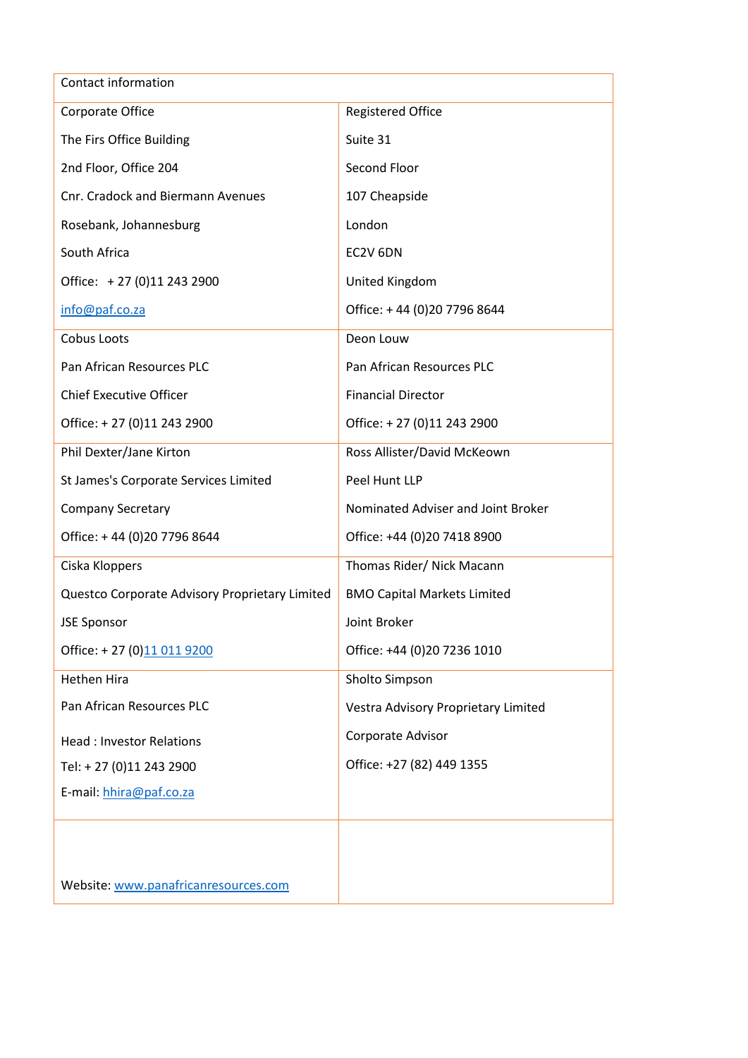| Contact information | |
|---|---|
| Corporate Office<br>The Firs Office Building<br>2nd Floor, Office 204<br>Cnr. Cradock and Biermann Avenues<br>Rosebank, Johannesburg<br>South Africa<br>Office: + 27 (0)11 243 2900<br>info@paf.co.za | Registered Office<br>Suite 31<br>Second Floor<br>107 Cheapside<br>London<br>EC2V 6DN<br>United Kingdom<br>Office: + 44 (0)20 7796 8644 |
| Cobus Loots<br>Pan African Resources PLC<br>Chief Executive Officer<br>Office: + 27 (0)11 243 2900 | Deon Louw<br>Pan African Resources PLC<br>Financial Director<br>Office: + 27 (0)11 243 2900 |
| Phil Dexter/Jane Kirton<br>St James's Corporate Services Limited<br>Company Secretary<br>Office: + 44 (0)20 7796 8644 | Ross Allister/David McKeown<br>Peel Hunt LLP<br>Nominated Adviser and Joint Broker<br>Office: +44 (0)20 7418 8900 |
| Ciska Kloppers<br>Questco Corporate Advisory Proprietary Limited<br>JSE Sponsor<br>Office: + 27 (0)11 011 9200 | Thomas Rider/ Nick Macann<br>BMO Capital Markets Limited<br>Joint Broker<br>Office: +44 (0)20 7236 1010 |
| Hethen Hira<br>Pan African Resources PLC<br>Head : Investor Relations<br>Tel: + 27 (0)11 243 2900<br>E-mail: hhira@paf.co.za | Sholto Simpson<br>Vestra Advisory Proprietary Limited<br>Corporate Advisor<br>Office: +27 (82) 449 1355 |
| Website: www.panafricanresources.com | |